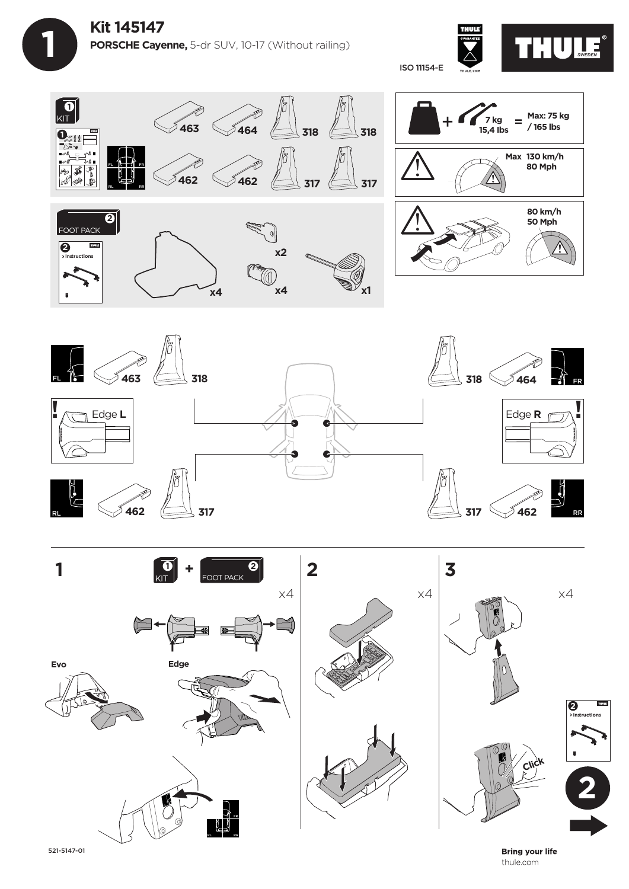# 1

## Kit 145147

**PORSCHE Cayenne,** 5-dr SUV, 10-17 (Without railing)

ISO 11154-E

THULE GUARANTEE THULE.COM

THULE SWEDEN

**1** KIT

463 464 318 318

462 462 317 317

FL FR RL RR

**2** FOOT PACK

**2** > Instructions

x4 x2 x4 x1

+ 7 kg 15,4 lbs = Max: 75 kg / 165 lbs

Max 130 km/h 80 Mph

80 km/h 50 Mph

FL 463 318

318 464 FR

Edge **L**

Edge **R**

RL 462 317

317 462 RR

**1** **1** KIT + **2** FOOT PACK x4

Evo

Edge

**2** x4

**3** x4

Click

**2** > Instructions

**2**

521-5147-01

**Bring your life**
thule.com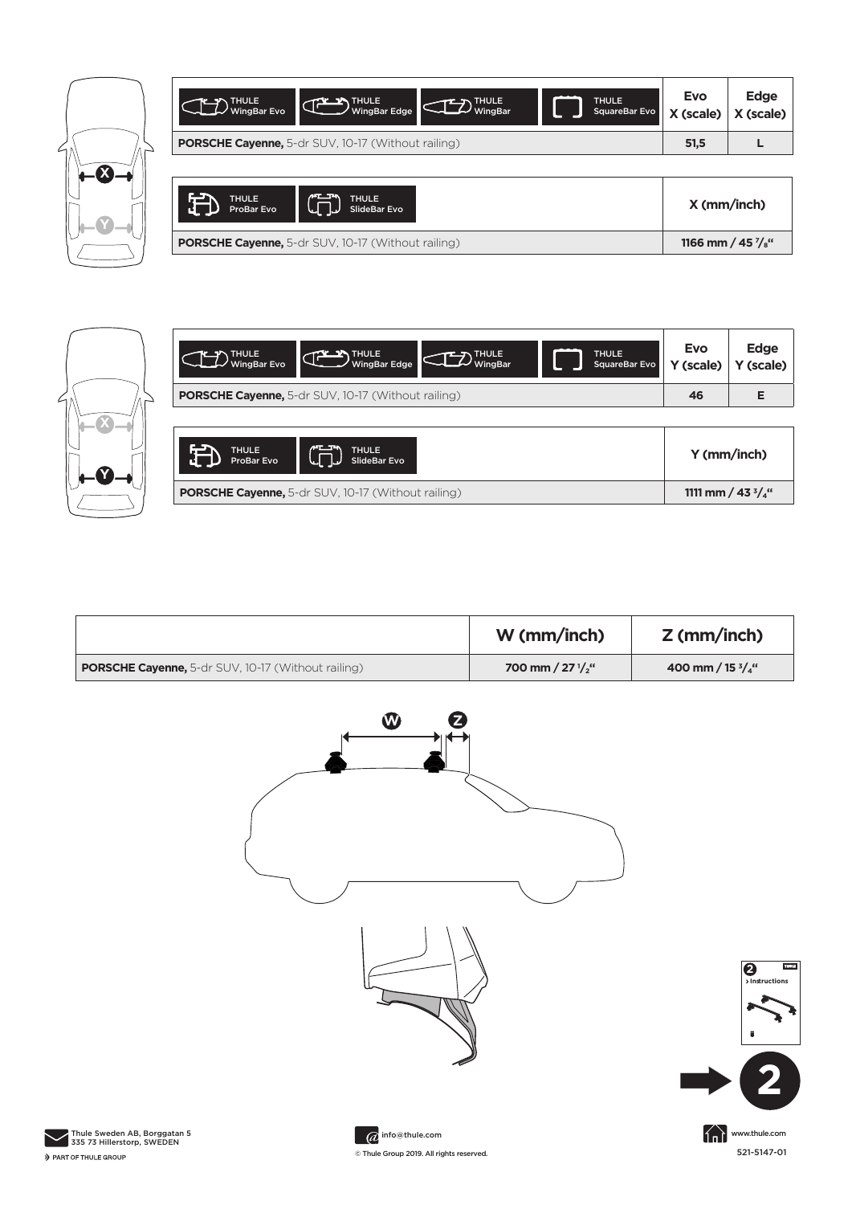| THULE WingBar Evo | THULE WingBar Edge | THULE WingBar | THULE SquareBar Evo | Evo X (scale) | Edge X (scale) |
|---|---|---|---|---|---|
| **PORSCHE Cayenne,** 5-dr SUV, 10-17 (Without railing) | | | | 51,5 | L |

| THULE ProBar Evo | THULE SlideBar Evo | X (mm/inch) |
|---|---|---|
| **PORSCHE Cayenne,** 5-dr SUV, 10-17 (Without railing) | | 1166 mm / 45 7/8" |

| THULE WingBar Evo | THULE WingBar Edge | THULE WingBar | THULE SquareBar Evo | Evo Y (scale) | Edge Y (scale) |
|---|---|---|---|---|---|
| **PORSCHE Cayenne,** 5-dr SUV, 10-17 (Without railing) | | | | 46 | E |

| THULE ProBar Evo | THULE SlideBar Evo | Y (mm/inch) |
|---|---|---|
| **PORSCHE Cayenne,** 5-dr SUV, 10-17 (Without railing) | | 1111 mm / 43 3/4" |

| | W (mm/inch) | Z (mm/inch) |
|---|---|---|
| **PORSCHE Cayenne,** 5-dr SUV, 10-17 (Without railing) | 700 mm / 27 1/2" | 400 mm / 15 3/4" |

W

Z

2

Thule Sweden AB, Borggatan 5
335 73 Hillerstorp, SWEDEN

PART OF THULE GROUP

info@thule.com

© Thule Group 2019. All rights reserved.

www.thule.com

521-5147-01